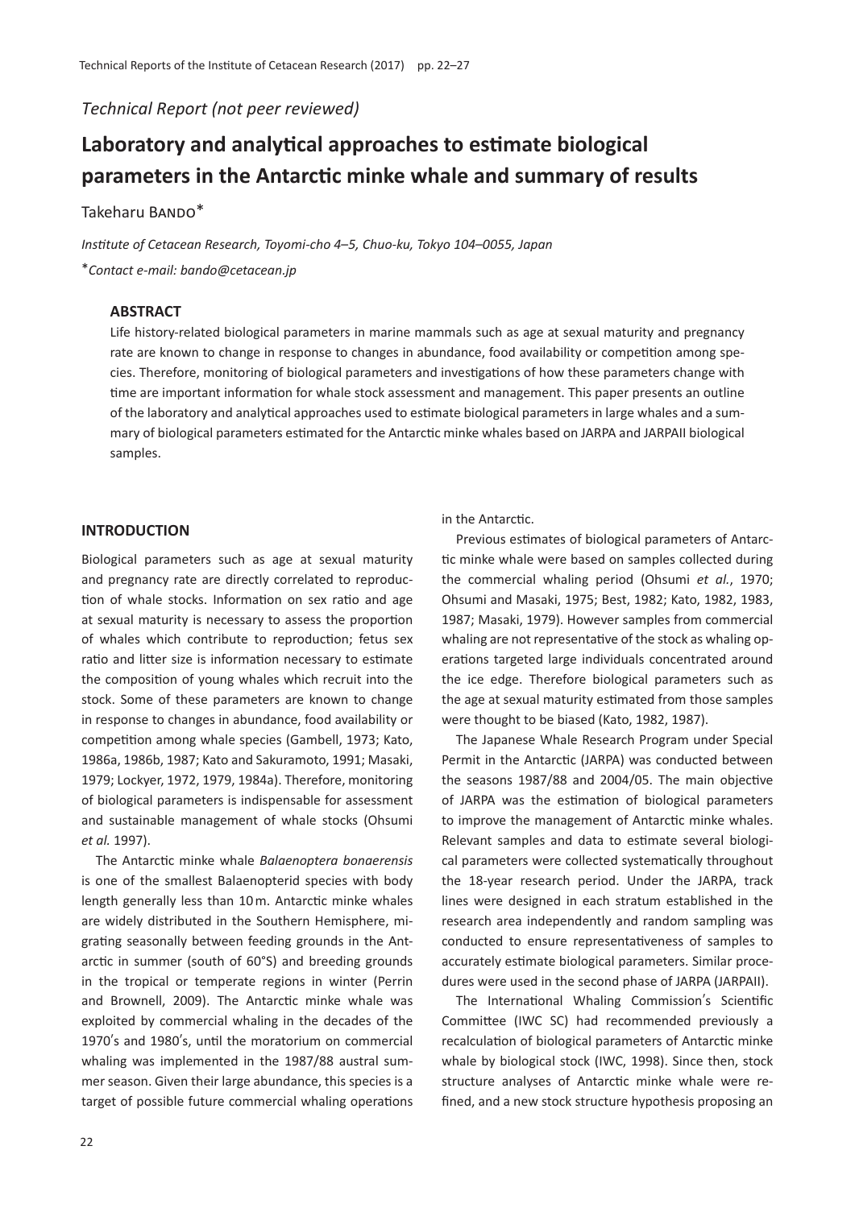*Technical Report (not peer reviewed)*

# Laboratory and analytical approaches to estimate biological parameters in the Antarctic minke whale and summary of results

Takeharu Bando*

*Institute of Cetacean Research, Toyomi-cho 4–5, Chuo-ku, Tokyo 104–0055, Japan*

**Contact e-mail: bando@cetacean.jp*

### ABSTRACT

Life history-related biological parameters in marine mammals such as age at sexual maturity and pregnancy rate are known to change in response to changes in abundance, food availability or competition among species. Therefore, monitoring of biological parameters and investigations of how these parameters change with time are important information for whale stock assessment and management. This paper presents an outline of the laboratory and analytical approaches used to estimate biological parameters in large whales and a summary of biological parameters estimated for the Antarctic minke whales based on JARPA and JARPAII biological samples.

## INTRODUCTION

Biological parameters such as age at sexual maturity and pregnancy rate are directly correlated to reproduction of whale stocks. Information on sex ratio and age at sexual maturity is necessary to assess the proportion of whales which contribute to reproduction; fetus sex ratio and litter size is information necessary to estimate the composition of young whales which recruit into the stock. Some of these parameters are known to change in response to changes in abundance, food availability or competition among whale species (Gambell, 1973; Kato, 1986a, 1986b, 1987; Kato and Sakuramoto, 1991; Masaki, 1979; Lockyer, 1972, 1979, 1984a). Therefore, monitoring of biological parameters is indispensable for assessment and sustainable management of whale stocks (Ohsumi *et al.* 1997).

The Antarctic minke whale *Balaenoptera bonaerensis* is one of the smallest Balaenopterid species with body length generally less than 10 m. Antarctic minke whales are widely distributed in the Southern Hemisphere, migrating seasonally between feeding grounds in the Antarctic in summer (south of 60°S) and breeding grounds in the tropical or temperate regions in winter (Perrin and Brownell, 2009). The Antarctic minke whale was exploited by commercial whaling in the decades of the 1970′s and 1980′s, until the moratorium on commercial whaling was implemented in the 1987/88 austral summer season. Given their large abundance, this species is a target of possible future commercial whaling operations in the Antarctic.

Previous estimates of biological parameters of Antarctic minke whale were based on samples collected during the commercial whaling period (Ohsumi *et al.*, 1970; Ohsumi and Masaki, 1975; Best, 1982; Kato, 1982, 1983, 1987; Masaki, 1979). However samples from commercial whaling are not representative of the stock as whaling operations targeted large individuals concentrated around the ice edge. Therefore biological parameters such as the age at sexual maturity estimated from those samples were thought to be biased (Kato, 1982, 1987).

The Japanese Whale Research Program under Special Permit in the Antarctic (JARPA) was conducted between the seasons 1987/88 and 2004/05. The main objective of JARPA was the estimation of biological parameters to improve the management of Antarctic minke whales. Relevant samples and data to estimate several biological parameters were collected systematically throughout the 18-year research period. Under the JARPA, track lines were designed in each stratum established in the research area independently and random sampling was conducted to ensure representativeness of samples to accurately estimate biological parameters. Similar procedures were used in the second phase of JARPA (JARPAII).

The International Whaling Commission′s Scientific Committee (IWC SC) had recommended previously a recalculation of biological parameters of Antarctic minke whale by biological stock (IWC, 1998). Since then, stock structure analyses of Antarctic minke whale were refined, and a new stock structure hypothesis proposing an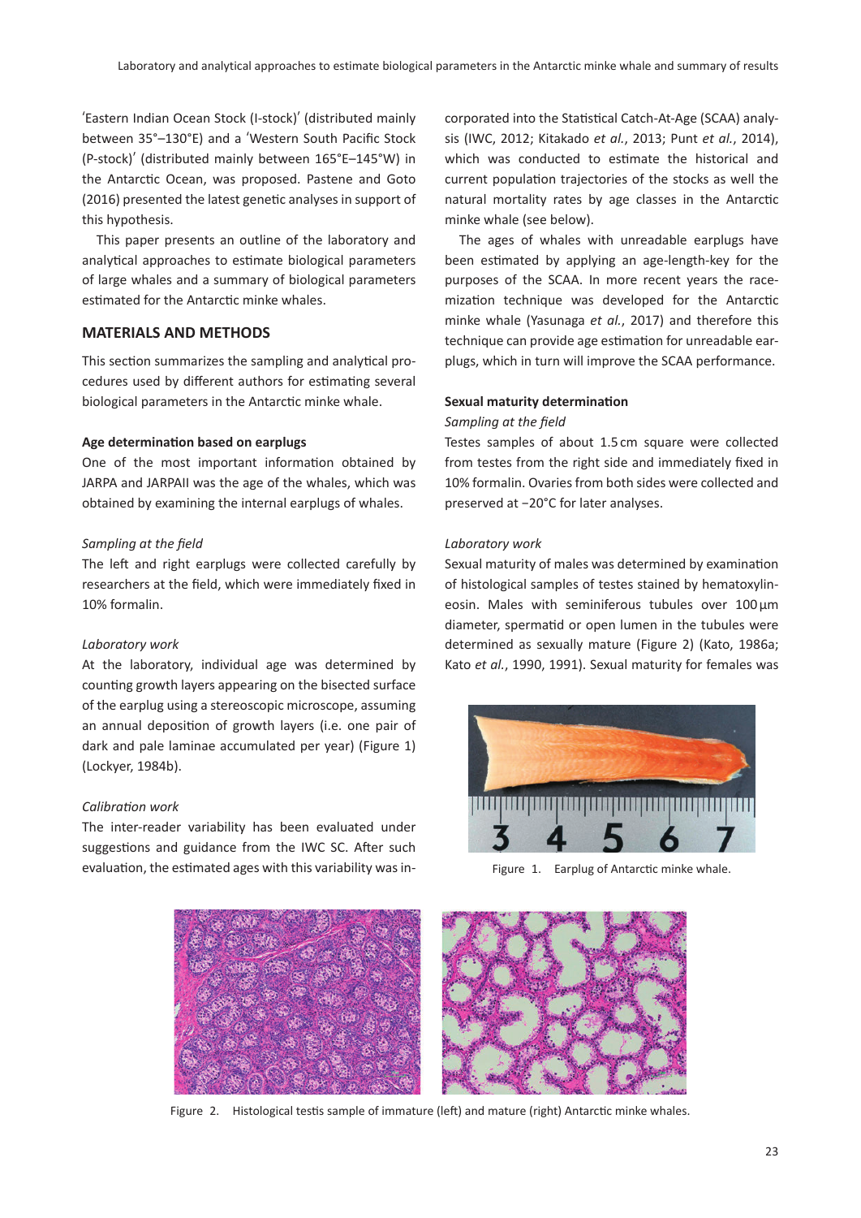'Eastern Indian Ocean Stock (I-stock)' (distributed mainly between 35°–130°E) and a 'Western South Pacific Stock (P-stock)' (distributed mainly between 165°E–145°W) in the Antarctic Ocean, was proposed. Pastene and Goto (2016) presented the latest genetic analyses in support of this hypothesis.

This paper presents an outline of the laboratory and analytical approaches to estimate biological parameters of large whales and a summary of biological parameters estimated for the Antarctic minke whales.

## MATERIALS AND METHODS

This section summarizes the sampling and analytical procedures used by different authors for estimating several biological parameters in the Antarctic minke whale.

### Age determination based on earplugs

One of the most important information obtained by JARPA and JARPAII was the age of the whales, which was obtained by examining the internal earplugs of whales.

*Sampling at the field*

The left and right earplugs were collected carefully by researchers at the field, which were immediately fixed in 10% formalin.

*Laboratory work*

At the laboratory, individual age was determined by counting growth layers appearing on the bisected surface of the earplug using a stereoscopic microscope, assuming an annual deposition of growth layers (i.e. one pair of dark and pale laminae accumulated per year) (Figure 1) (Lockyer, 1984b).

*Calibration work*

The inter-reader variability has been evaluated under suggestions and guidance from the IWC SC. After such evaluation, the estimated ages with this variability was incorporated into the Statistical Catch-At-Age (SCAA) analysis (IWC, 2012; Kitakado *et al.*, 2013; Punt *et al.*, 2014), which was conducted to estimate the historical and current population trajectories of the stocks as well the natural mortality rates by age classes in the Antarctic minke whale (see below).

The ages of whales with unreadable earplugs have been estimated by applying an age-length-key for the purposes of the SCAA. In more recent years the racemization technique was developed for the Antarctic minke whale (Yasunaga *et al.*, 2017) and therefore this technique can provide age estimation for unreadable earplugs, which in turn will improve the SCAA performance.

### Sexual maturity determination

*Sampling at the field*

Testes samples of about 1.5 cm square were collected from testes from the right side and immediately fixed in 10% formalin. Ovaries from both sides were collected and preserved at −20°C for later analyses.

*Laboratory work*

Sexual maturity of males was determined by examination of histological samples of testes stained by hematoxylin-eosin. Males with seminiferous tubules over 100 µm diameter, spermatid or open lumen in the tubules were determined as sexually mature (Figure 2) (Kato, 1986a; Kato *et al.*, 1990, 1991). Sexual maturity for females was

Figure 1. Earplug of Antarctic minke whale.

Figure 2. Histological testis sample of immature (left) and mature (right) Antarctic minke whales.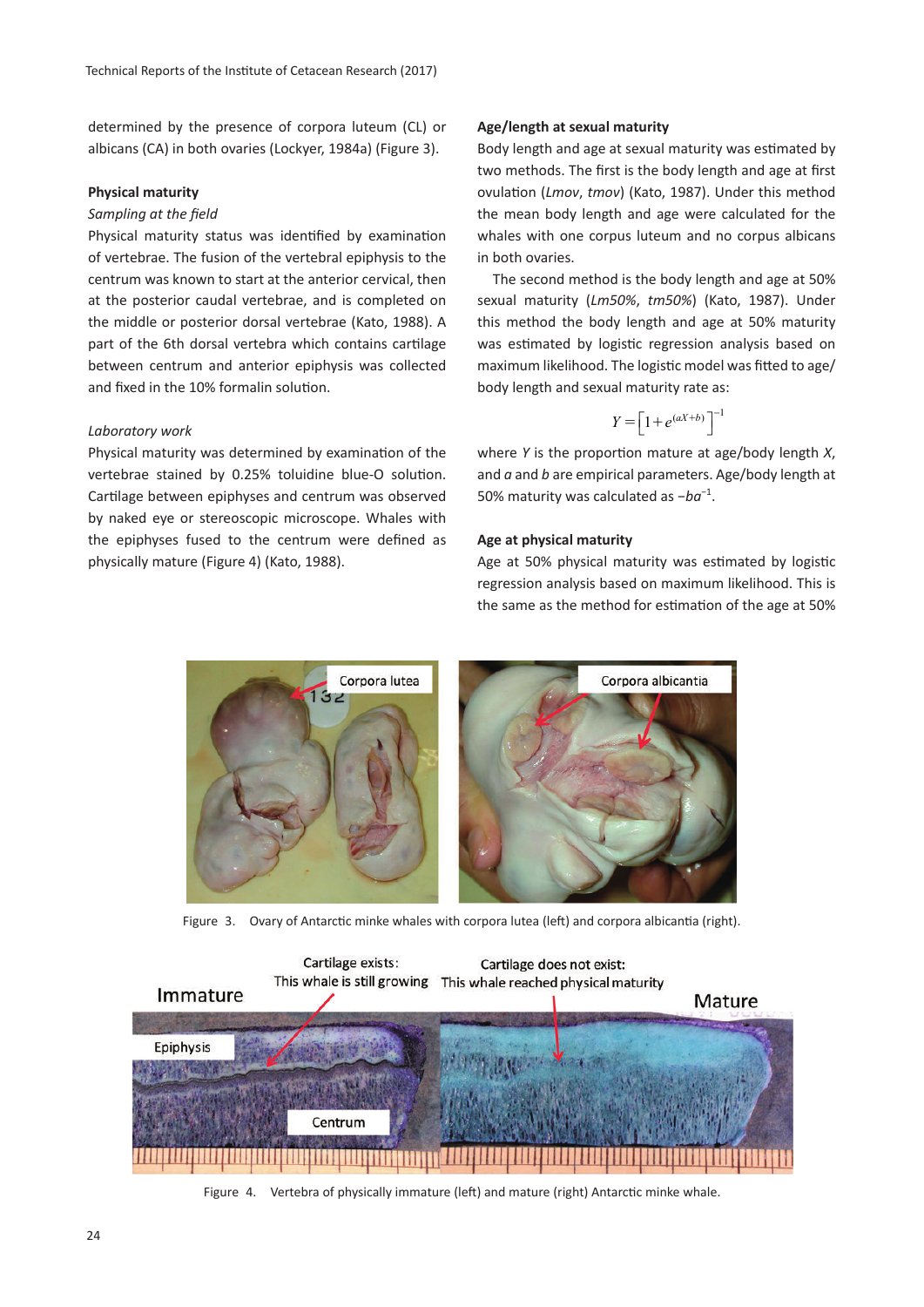determined by the presence of corpora luteum (CL) or albicans (CA) in both ovaries (Lockyer, 1984a) (Figure 3).

### Physical maturity

*Sampling at the field*

Physical maturity status was identified by examination of vertebrae. The fusion of the vertebral epiphysis to the centrum was known to start at the anterior cervical, then at the posterior caudal vertebrae, and is completed on the middle or posterior dorsal vertebrae (Kato, 1988). A part of the 6th dorsal vertebra which contains cartilage between centrum and anterior epiphysis was collected and fixed in the 10% formalin solution.

*Laboratory work*

Physical maturity was determined by examination of the vertebrae stained by 0.25% toluidine blue-O solution. Cartilage between epiphyses and centrum was observed by naked eye or stereoscopic microscope. Whales with the epiphyses fused to the centrum were defined as physically mature (Figure 4) (Kato, 1988).

### Age/length at sexual maturity

Body length and age at sexual maturity was estimated by two methods. The first is the body length and age at first ovulation (*Lmov*, *tmov*) (Kato, 1987). Under this method the mean body length and age were calculated for the whales with one corpus luteum and no corpus albicans in both ovaries.

The second method is the body length and age at 50% sexual maturity (*Lm50%*, *tm50%*) (Kato, 1987). Under this method the body length and age at 50% maturity was estimated by logistic regression analysis based on maximum likelihood. The logistic model was fitted to age/body length and sexual maturity rate as:

$$Y = \left[1 + e^{(aX+b)}\right]^{-1}$$

where $Y$ is the proportion mature at age/body length $X$, and $a$ and $b$ are empirical parameters. Age/body length at 50% maturity was calculated as $-ba^{-1}$.

### Age at physical maturity

Age at 50% physical maturity was estimated by logistic regression analysis based on maximum likelihood. This is the same as the method for estimation of the age at 50%

Figure 3. Ovary of Antarctic minke whales with corpora lutea (left) and corpora albicantia (right).

Figure 4. Vertebra of physically immature (left) and mature (right) Antarctic minke whale.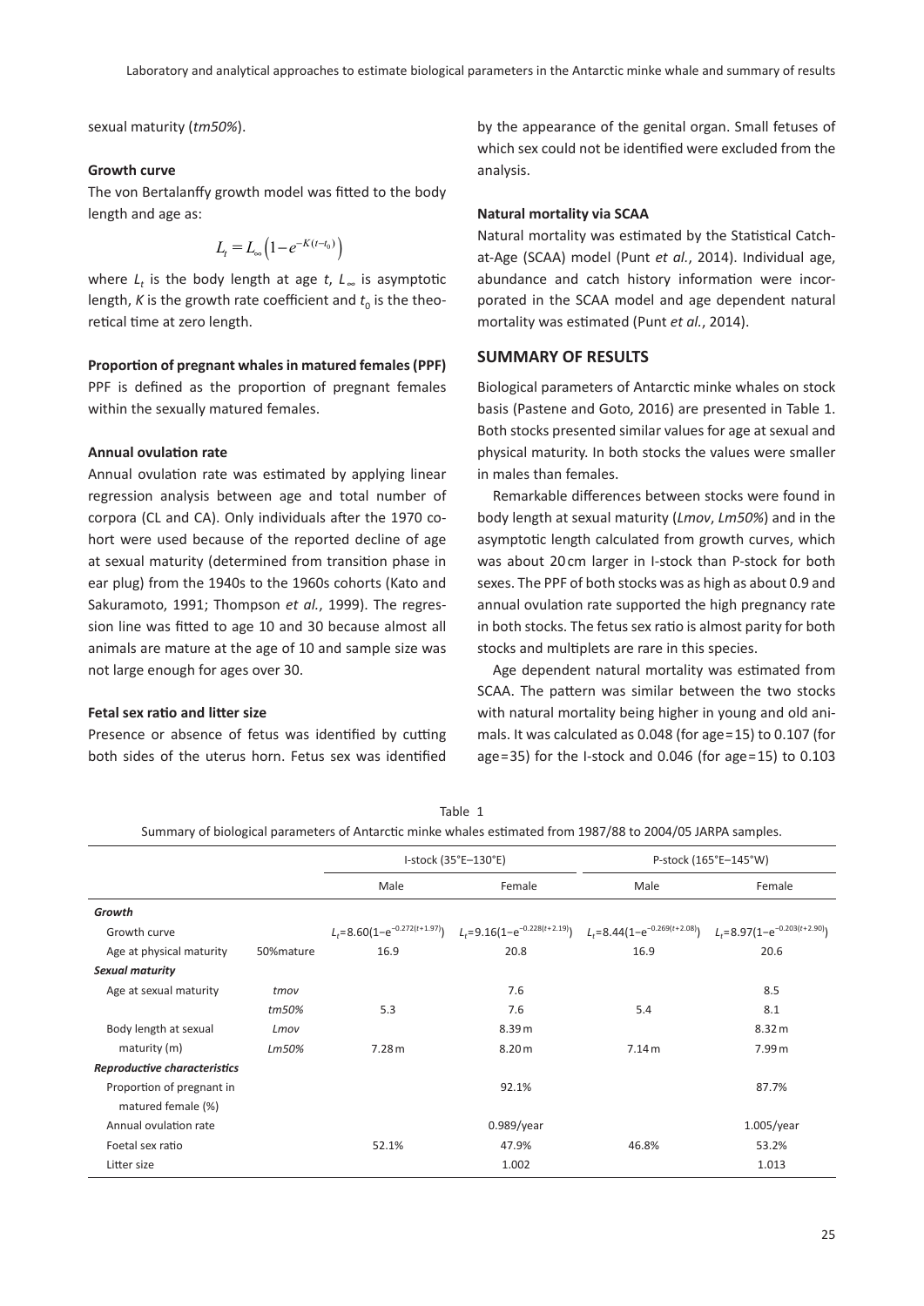sexual maturity (*tm50%*).

### Growth curve

The von Bertalanffy growth model was fitted to the body length and age as:

$$L_t = L_\infty\left(1 - e^{-K(t-t_0)}\right)$$

where $L_t$ is the body length at age $t$, $L_\infty$ is asymptotic length, $K$ is the growth rate coefficient and $t_0$ is the theoretical time at zero length.

### Proportion of pregnant whales in matured females (PPF)

PPF is defined as the proportion of pregnant females within the sexually matured females.

### Annual ovulation rate

Annual ovulation rate was estimated by applying linear regression analysis between age and total number of corpora (CL and CA). Only individuals after the 1970 cohort were used because of the reported decline of age at sexual maturity (determined from transition phase in ear plug) from the 1940s to the 1960s cohorts (Kato and Sakuramoto, 1991; Thompson *et al.*, 1999). The regression line was fitted to age 10 and 30 because almost all animals are mature at the age of 10 and sample size was not large enough for ages over 30.

### Fetal sex ratio and litter size

Presence or absence of fetus was identified by cutting both sides of the uterus horn. Fetus sex was identified by the appearance of the genital organ. Small fetuses of which sex could not be identified were excluded from the analysis.

### Natural mortality via SCAA

Natural mortality was estimated by the Statistical Catch-at-Age (SCAA) model (Punt *et al.*, 2014). Individual age, abundance and catch history information were incorporated in the SCAA model and age dependent natural mortality was estimated (Punt *et al.*, 2014).

## SUMMARY OF RESULTS

Biological parameters of Antarctic minke whales on stock basis (Pastene and Goto, 2016) are presented in Table 1. Both stocks presented similar values for age at sexual and physical maturity. In both stocks the values were smaller in males than females.

Remarkable differences between stocks were found in body length at sexual maturity (*Lmov*, *Lm50%*) and in the asymptotic length calculated from growth curves, which was about 20 cm larger in I-stock than P-stock for both sexes. The PPF of both stocks was as high as about 0.9 and annual ovulation rate supported the high pregnancy rate in both stocks. The fetus sex ratio is almost parity for both stocks and multiplets are rare in this species.

Age dependent natural mortality was estimated from SCAA. The pattern was similar between the two stocks with natural mortality being higher in young and old animals. It was calculated as 0.048 (for age = 15) to 0.107 (for age = 35) for the I-stock and 0.046 (for age = 15) to 0.103

Table 1
Summary of biological parameters of Antarctic minke whales estimated from 1987/88 to 2004/05 JARPA samples.

| | | I-stock (35°E–130°E) | | P-stock (165°E–145°W) | |
|---|---|---|---|---|---|
| | | Male | Female | Male | Female |
| ***Growth*** | | | | | |
| Growth curve | | $L_t=8.60(1-e^{-0.272(t+1.97)})$ | $L_t=9.16(1-e^{-0.228(t+2.19)})$ | $L_t=8.44(1-e^{-0.269(t+2.08)})$ | $L_t=8.97(1-e^{-0.203(t+2.90)})$ |
| Age at physical maturity | 50%mature | 16.9 | 20.8 | 16.9 | 20.6 |
| ***Sexual maturity*** | | | | | |
| Age at sexual maturity | *tmov* | | 7.6 | | 8.5 |
| | *tm50%* | 5.3 | 7.6 | 5.4 | 8.1 |
| Body length at sexual maturity (m) | *Lmov* | | 8.39 m | | 8.32 m |
| | *Lm50%* | 7.28 m | 8.20 m | 7.14 m | 7.99 m |
| ***Reproductive characteristics*** | | | | | |
| Proportion of pregnant in matured female (%) | | | 92.1% | | 87.7% |
| Annual ovulation rate | | | 0.989/year | | 1.005/year |
| Foetal sex ratio | | 52.1% | 47.9% | 46.8% | 53.2% |
| Litter size | | | 1.002 | | 1.013 |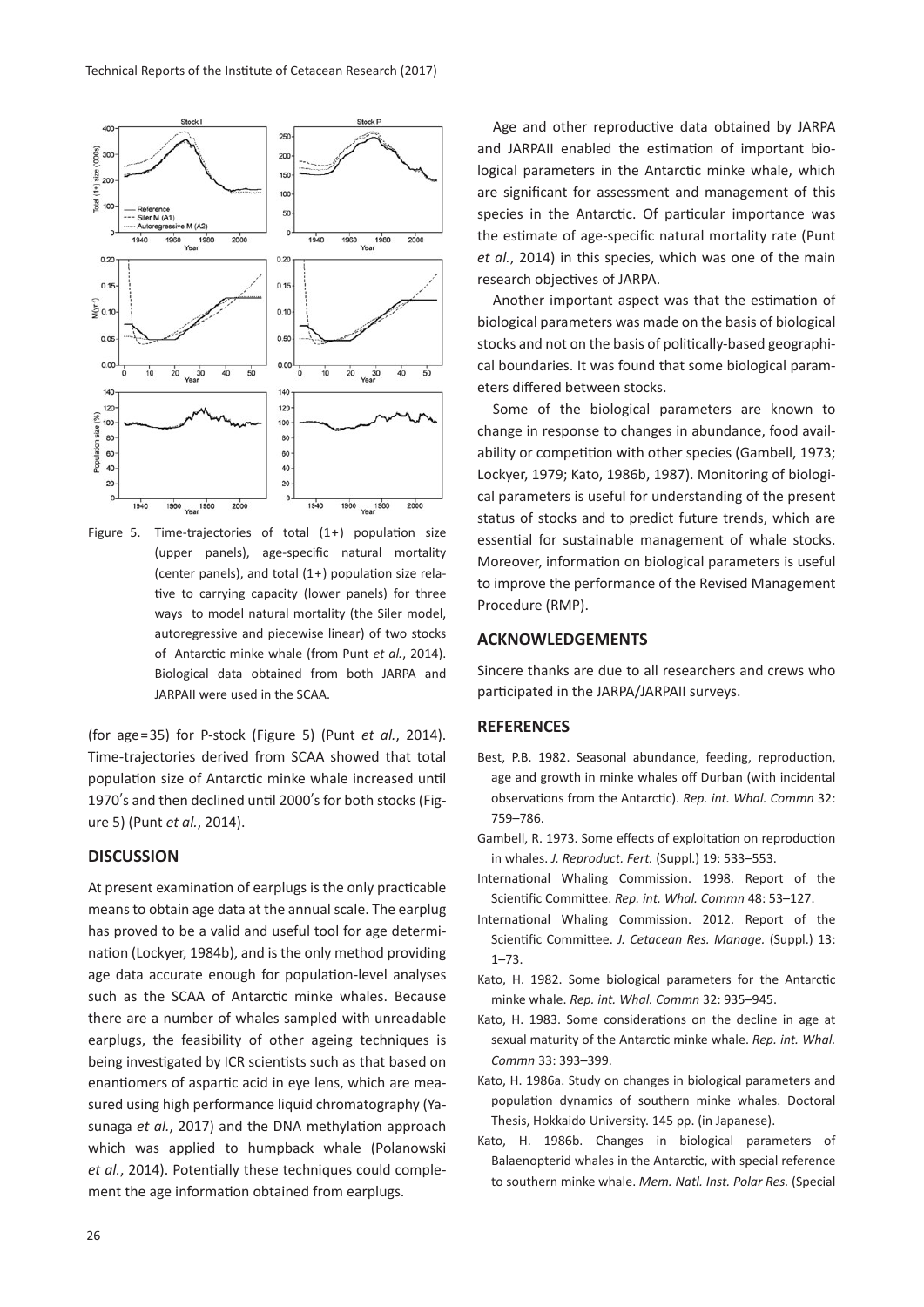Figure 5. Time-trajectories of total (1+) population size (upper panels), age-specific natural mortality (center panels), and total (1+) population size relative to carrying capacity (lower panels) for three ways to model natural mortality (the Siler model, autoregressive and piecewise linear) of two stocks of Antarctic minke whale (from Punt *et al.*, 2014). Biological data obtained from both JARPA and JARPAII were used in the SCAA.

(for age=35) for P-stock (Figure 5) (Punt *et al.*, 2014). Time-trajectories derived from SCAA showed that total population size of Antarctic minke whale increased until 1970's and then declined until 2000's for both stocks (Figure 5) (Punt *et al.*, 2014).

## DISCUSSION

At present examination of earplugs is the only practicable means to obtain age data at the annual scale. The earplug has proved to be a valid and useful tool for age determination (Lockyer, 1984b), and is the only method providing age data accurate enough for population-level analyses such as the SCAA of Antarctic minke whales. Because there are a number of whales sampled with unreadable earplugs, the feasibility of other ageing techniques is being investigated by ICR scientists such as that based on enantiomers of aspartic acid in eye lens, which are measured using high performance liquid chromatography (Yasunaga *et al.*, 2017) and the DNA methylation approach which was applied to humpback whale (Polanowski *et al.*, 2014). Potentially these techniques could complement the age information obtained from earplugs.

Age and other reproductive data obtained by JARPA and JARPAII enabled the estimation of important biological parameters in the Antarctic minke whale, which are significant for assessment and management of this species in the Antarctic. Of particular importance was the estimate of age-specific natural mortality rate (Punt *et al.*, 2014) in this species, which was one of the main research objectives of JARPA.

Another important aspect was that the estimation of biological parameters was made on the basis of biological stocks and not on the basis of politically-based geographical boundaries. It was found that some biological parameters differed between stocks.

Some of the biological parameters are known to change in response to changes in abundance, food availability or competition with other species (Gambell, 1973; Lockyer, 1979; Kato, 1986b, 1987). Monitoring of biological parameters is useful for understanding of the present status of stocks and to predict future trends, which are essential for sustainable management of whale stocks. Moreover, information on biological parameters is useful to improve the performance of the Revised Management Procedure (RMP).

## ACKNOWLEDGEMENTS

Sincere thanks are due to all researchers and crews who participated in the JARPA/JARPAII surveys.

## REFERENCES

Best, P.B. 1982. Seasonal abundance, feeding, reproduction, age and growth in minke whales off Durban (with incidental observations from the Antarctic). *Rep. int. Whal. Commn* 32: 759–786.

Gambell, R. 1973. Some effects of exploitation on reproduction in whales. *J. Reproduct. Fert.* (Suppl.) 19: 533–553.

International Whaling Commission. 1998. Report of the Scientific Committee. *Rep. int. Whal. Commn* 48: 53–127.

International Whaling Commission. 2012. Report of the Scientific Committee. *J. Cetacean Res. Manage.* (Suppl.) 13: 1–73.

Kato, H. 1982. Some biological parameters for the Antarctic minke whale. *Rep. int. Whal. Commn* 32: 935–945.

Kato, H. 1983. Some considerations on the decline in age at sexual maturity of the Antarctic minke whale. *Rep. int. Whal. Commn* 33: 393–399.

Kato, H. 1986a. Study on changes in biological parameters and population dynamics of southern minke whales. Doctoral Thesis, Hokkaido University. 145 pp. (in Japanese).

Kato, H. 1986b. Changes in biological parameters of Balaenopterid whales in the Antarctic, with special reference to southern minke whale. *Mem. Natl. Inst. Polar Res.* (Special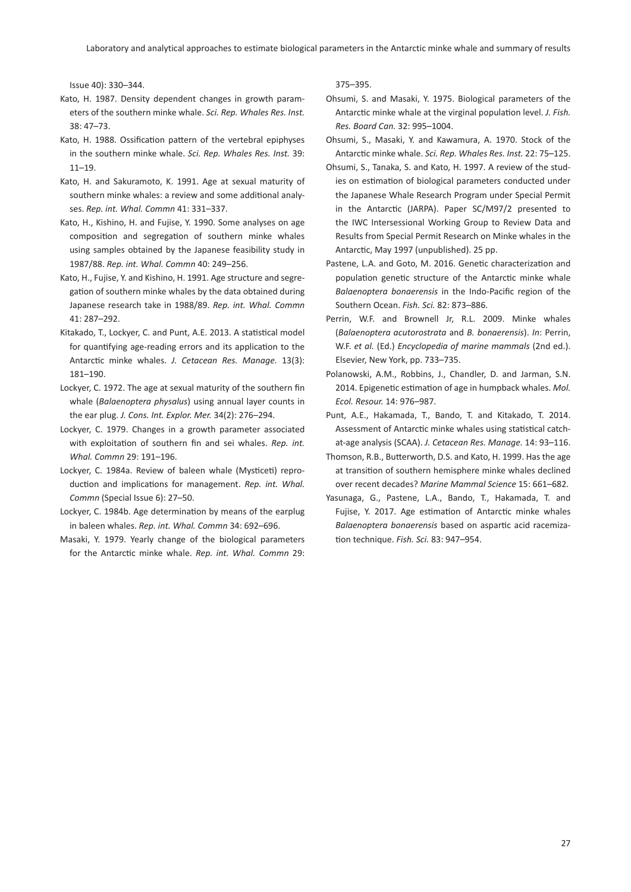Issue 40): 330–344.

Kato, H. 1987. Density dependent changes in growth parameters of the southern minke whale. *Sci. Rep. Whales Res. Inst.* 38: 47–73.

Kato, H. 1988. Ossification pattern of the vertebral epiphyses in the southern minke whale. *Sci. Rep. Whales Res. Inst.* 39: 11–19.

Kato, H. and Sakuramoto, K. 1991. Age at sexual maturity of southern minke whales: a review and some additional analyses. *Rep. int. Whal. Commn* 41: 331–337.

Kato, H., Kishino, H. and Fujise, Y. 1990. Some analyses on age composition and segregation of southern minke whales using samples obtained by the Japanese feasibility study in 1987/88. *Rep. int. Whal. Commn* 40: 249–256.

Kato, H., Fujise, Y. and Kishino, H. 1991. Age structure and segregation of southern minke whales by the data obtained during Japanese research take in 1988/89. *Rep. int. Whal. Commn* 41: 287–292.

Kitakado, T., Lockyer, C. and Punt, A.E. 2013. A statistical model for quantifying age-reading errors and its application to the Antarctic minke whales. *J. Cetacean Res. Manage.* 13(3): 181–190.

Lockyer, C. 1972. The age at sexual maturity of the southern fin whale (*Balaenoptera physalus*) using annual layer counts in the ear plug. *J. Cons. Int. Explor. Mer.* 34(2): 276–294.

Lockyer, C. 1979. Changes in a growth parameter associated with exploitation of southern fin and sei whales. *Rep. int. Whal. Commn* 29: 191–196.

Lockyer, C. 1984a. Review of baleen whale (Mysticeti) reproduction and implications for management. *Rep. int. Whal. Commn* (Special Issue 6): 27–50.

Lockyer, C. 1984b. Age determination by means of the earplug in baleen whales. *Rep. int. Whal. Commn* 34: 692–696.

Masaki, Y. 1979. Yearly change of the biological parameters for the Antarctic minke whale. *Rep. int. Whal. Commn* 29: 375–395.

Ohsumi, S. and Masaki, Y. 1975. Biological parameters of the Antarctic minke whale at the virginal population level. *J. Fish. Res. Board Can.* 32: 995–1004.

Ohsumi, S., Masaki, Y. and Kawamura, A. 1970. Stock of the Antarctic minke whale. *Sci. Rep. Whales Res. Inst.* 22: 75–125.

Ohsumi, S., Tanaka, S. and Kato, H. 1997. A review of the studies on estimation of biological parameters conducted under the Japanese Whale Research Program under Special Permit in the Antarctic (JARPA). Paper SC/M97/2 presented to the IWC Intersessional Working Group to Review Data and Results from Special Permit Research on Minke whales in the Antarctic, May 1997 (unpublished). 25 pp.

Pastene, L.A. and Goto, M. 2016. Genetic characterization and population genetic structure of the Antarctic minke whale *Balaenoptera bonaerensis* in the Indo-Pacific region of the Southern Ocean. *Fish. Sci.* 82: 873–886.

Perrin, W.F. and Brownell Jr, R.L. 2009. Minke whales (*Balaenoptera acutorostrata* and *B. bonaerensis*). *In*: Perrin, W.F. *et al.* (Ed.) *Encyclopedia of marine mammals* (2nd ed.). Elsevier, New York, pp. 733–735.

Polanowski, A.M., Robbins, J., Chandler, D. and Jarman, S.N. 2014. Epigenetic estimation of age in humpback whales. *Mol. Ecol. Resour.* 14: 976–987.

Punt, A.E., Hakamada, T., Bando, T. and Kitakado, T. 2014. Assessment of Antarctic minke whales using statistical catch-at-age analysis (SCAA). *J. Cetacean Res. Manage.* 14: 93–116.

Thomson, R.B., Butterworth, D.S. and Kato, H. 1999. Has the age at transition of southern hemisphere minke whales declined over recent decades? *Marine Mammal Science* 15: 661–682.

Yasunaga, G., Pastene, L.A., Bando, T., Hakamada, T. and Fujise, Y. 2017. Age estimation of Antarctic minke whales *Balaenoptera bonaerensis* based on aspartic acid racemization technique. *Fish. Sci.* 83: 947–954.